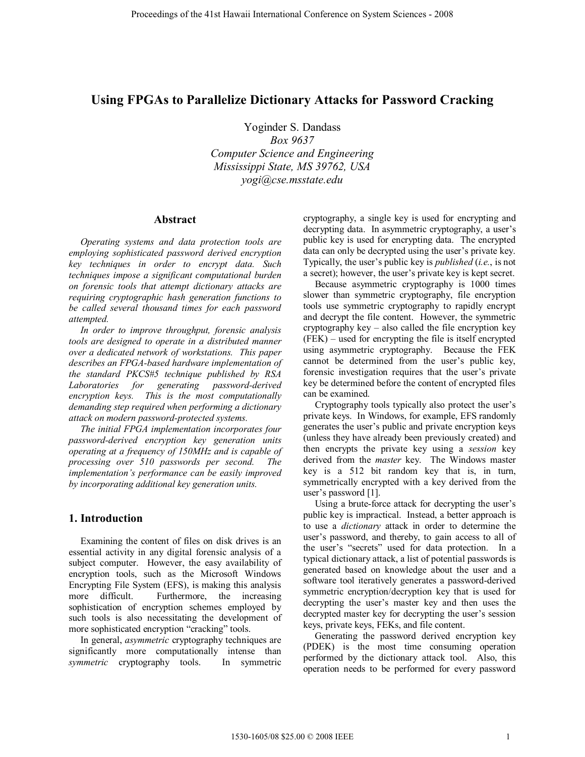# Using FPGAs to Parallelize Dictionary Attacks for Password Cracking

Yoginder S. Dandass
*Box 9637*
*Computer Science and Engineering*
*Mississippi State, MS 39762, USA*
*yogi@cse.msstate.edu*

## Abstract

*Operating systems and data protection tools are employing sophisticated password derived encryption key techniques in order to encrypt data. Such techniques impose a significant computational burden on forensic tools that attempt dictionary attacks are requiring cryptographic hash generation functions to be called several thousand times for each password attempted.*

*In order to improve throughput, forensic analysis tools are designed to operate in a distributed manner over a dedicated network of workstations. This paper describes an FPGA-based hardware implementation of the standard PKCS#5 technique published by RSA Laboratories for generating password-derived encryption keys. This is the most computationally demanding step required when performing a dictionary attack on modern password-protected systems.*

*The initial FPGA implementation incorporates four password-derived encryption key generation units operating at a frequency of 150MHz and is capable of processing over 510 passwords per second. The implementation's performance can be easily improved by incorporating additional key generation units.*

## 1. Introduction

Examining the content of files on disk drives is an essential activity in any digital forensic analysis of a subject computer. However, the easy availability of encryption tools, such as the Microsoft Windows Encrypting File System (EFS), is making this analysis more difficult. Furthermore, the increasing sophistication of encryption schemes employed by such tools is also necessitating the development of more sophisticated encryption "cracking" tools.

In general, *asymmetric* cryptography techniques are significantly more computationally intense than *symmetric* cryptography tools. In symmetric cryptography, a single key is used for encrypting and decrypting data. In asymmetric cryptography, a user's public key is used for encrypting data. The encrypted data can only be decrypted using the user's private key. Typically, the user's public key is *published* (*i.e.*, is not a secret); however, the user's private key is kept secret.

Because asymmetric cryptography is 1000 times slower than symmetric cryptography, file encryption tools use symmetric cryptography to rapidly encrypt and decrypt the file content. However, the symmetric cryptography key – also called the file encryption key (FEK) – used for encrypting the file is itself encrypted using asymmetric cryptography. Because the FEK cannot be determined from the user's public key, forensic investigation requires that the user's private key be determined before the content of encrypted files can be examined.

Cryptography tools typically also protect the user's private keys. In Windows, for example, EFS randomly generates the user's public and private encryption keys (unless they have already been previously created) and then encrypts the private key using a *session* key derived from the *master* key. The Windows master key is a 512 bit random key that is, in turn, symmetrically encrypted with a key derived from the user's password [1].

Using a brute-force attack for decrypting the user's public key is impractical. Instead, a better approach is to use a *dictionary* attack in order to determine the user's password, and thereby, to gain access to all of the user's "secrets" used for data protection. In a typical dictionary attack, a list of potential passwords is generated based on knowledge about the user and a software tool iteratively generates a password-derived symmetric encryption/decryption key that is used for decrypting the user's master key and then uses the decrypted master key for decrypting the user's session keys, private keys, FEKs, and file content.

Generating the password derived encryption key (PDEK) is the most time consuming operation performed by the dictionary attack tool. Also, this operation needs to be performed for every password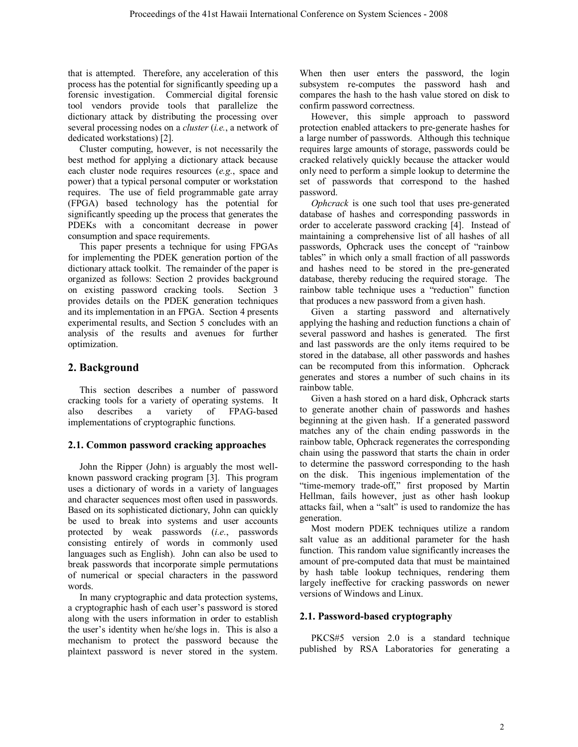that is attempted. Therefore, any acceleration of this process has the potential for significantly speeding up a forensic investigation. Commercial digital forensic tool vendors provide tools that parallelize the dictionary attack by distributing the processing over several processing nodes on a *cluster* (*i.e.*, a network of dedicated workstations) [2].

Cluster computing, however, is not necessarily the best method for applying a dictionary attack because each cluster node requires resources (*e.g.*, space and power) that a typical personal computer or workstation requires. The use of field programmable gate array (FPGA) based technology has the potential for significantly speeding up the process that generates the PDEKs with a concomitant decrease in power consumption and space requirements.

This paper presents a technique for using FPGAs for implementing the PDEK generation portion of the dictionary attack toolkit. The remainder of the paper is organized as follows: Section 2 provides background on existing password cracking tools. Section 3 provides details on the PDEK generation techniques and its implementation in an FPGA. Section 4 presents experimental results, and Section 5 concludes with an analysis of the results and avenues for further optimization.

## 2. Background

This section describes a number of password cracking tools for a variety of operating systems. It also describes a variety of FPAG-based implementations of cryptographic functions.

### 2.1. Common password cracking approaches

John the Ripper (John) is arguably the most well-known password cracking program [3]. This program uses a dictionary of words in a variety of languages and character sequences most often used in passwords. Based on its sophisticated dictionary, John can quickly be used to break into systems and user accounts protected by weak passwords (*i.e.*, passwords consisting entirely of words in commonly used languages such as English). John can also be used to break passwords that incorporate simple permutations of numerical or special characters in the password words.

In many cryptographic and data protection systems, a cryptographic hash of each user's password is stored along with the users information in order to establish the user's identity when he/she logs in. This is also a mechanism to protect the password because the plaintext password is never stored in the system. When then user enters the password, the login subsystem re-computes the password hash and compares the hash to the hash value stored on disk to confirm password correctness.

However, this simple approach to password protection enabled attackers to pre-generate hashes for a large number of passwords. Although this technique requires large amounts of storage, passwords could be cracked relatively quickly because the attacker would only need to perform a simple lookup to determine the set of passwords that correspond to the hashed password.

*Ophcrack* is one such tool that uses pre-generated database of hashes and corresponding passwords in order to accelerate password cracking [4]. Instead of maintaining a comprehensive list of all hashes of all passwords, Ophcrack uses the concept of "rainbow tables" in which only a small fraction of all passwords and hashes need to be stored in the pre-generated database, thereby reducing the required storage. The rainbow table technique uses a "reduction" function that produces a new password from a given hash.

Given a starting password and alternatively applying the hashing and reduction functions a chain of several password and hashes is generated. The first and last passwords are the only items required to be stored in the database, all other passwords and hashes can be recomputed from this information. Ophcrack generates and stores a number of such chains in its rainbow table.

Given a hash stored on a hard disk, Ophcrack starts to generate another chain of passwords and hashes beginning at the given hash. If a generated password matches any of the chain ending passwords in the rainbow table, Ophcrack regenerates the corresponding chain using the password that starts the chain in order to determine the password corresponding to the hash on the disk. This ingenious implementation of the "time-memory trade-off," first proposed by Martin Hellman, fails however, just as other hash lookup attacks fail, when a "salt" is used to randomize the has generation.

Most modern PDEK techniques utilize a random salt value as an additional parameter for the hash function. This random value significantly increases the amount of pre-computed data that must be maintained by hash table lookup techniques, rendering them largely ineffective for cracking passwords on newer versions of Windows and Linux.

### 2.1. Password-based cryptography

PKCS#5 version 2.0 is a standard technique published by RSA Laboratories for generating a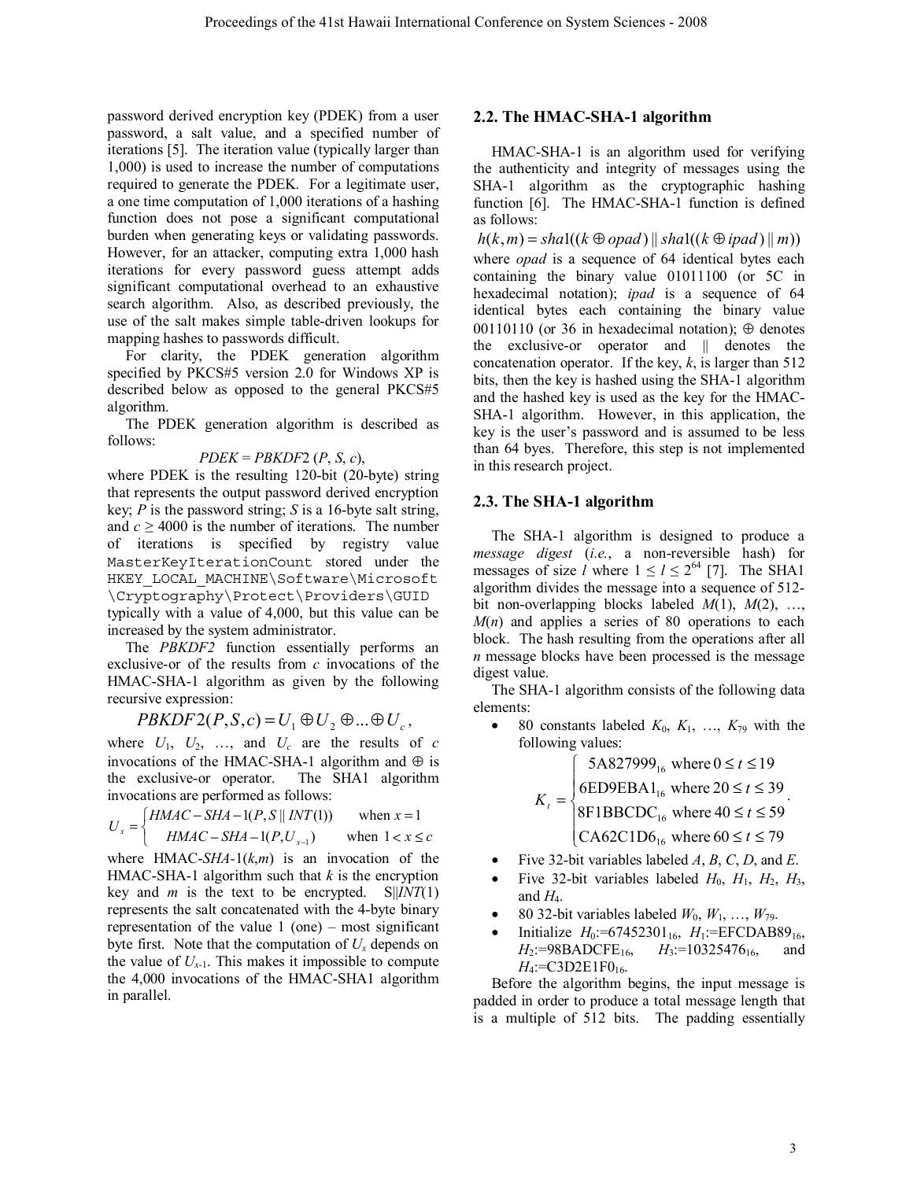password derived encryption key (PDEK) from a user password, a salt value, and a specified number of iterations [5]. The iteration value (typically larger than 1,000) is used to increase the number of computations required to generate the PDEK. For a legitimate user, a one time computation of 1,000 iterations of a hashing function does not pose a significant computational burden when generating keys or validating passwords. However, for an attacker, computing extra 1,000 hash iterations for every password guess attempt adds significant computational overhead to an exhaustive search algorithm. Also, as described previously, the use of the salt makes simple table-driven lookups for mapping hashes to passwords difficult.

For clarity, the PDEK generation algorithm specified by PKCS#5 version 2.0 for Windows XP is described below as opposed to the general PKCS#5 algorithm.

The PDEK generation algorithm is described as follows:

$$PDEK = PBKDF2\,(P, S, c),$$

where PDEK is the resulting 120-bit (20-byte) string that represents the output password derived encryption key; $P$ is the password string; $S$ is a 16-byte salt string, and $c \geq 4000$ is the number of iterations. The number of iterations is specified by registry value `MasterKeyIterationCount` stored under the `HKEY_LOCAL_MACHINE\Software\Microsoft\Cryptography\Protect\Providers\GUID` typically with a value of 4,000, but this value can be increased by the system administrator.

The *PBKDF2* function essentially performs an exclusive-or of the results from $c$ invocations of the HMAC-SHA-1 algorithm as given by the following recursive expression:

$$PBKDF2(P,S,c) = U_1 \oplus U_2 \oplus \ldots \oplus U_c\,,$$

where $U_1$, $U_2$, …, and $U_c$ are the results of $c$ invocations of the HMAC-SHA-1 algorithm and $\oplus$ is the exclusive-or operator. The SHA1 algorithm invocations are performed as follows:

$$U_x = \begin{cases} HMAC-SHA-1(P, S \,\|\, INT(1)) & \text{when } x = 1 \\ HMAC-SHA-1(P, U_{x-1}) & \text{when } 1 < x \leq c \end{cases}$$

where HMAC-*SHA*-1($k$,$m$) is an invocation of the HMAC-SHA-1 algorithm such that $k$ is the encryption key and $m$ is the text to be encrypted. S||*INT*(1) represents the salt concatenated with the 4-byte binary representation of the value 1 (one) – most significant byte first. Note that the computation of $U_x$ depends on the value of $U_{x-1}$. This makes it impossible to compute the 4,000 invocations of the HMAC-SHA1 algorithm in parallel.

## 2.2. The HMAC-SHA-1 algorithm

HMAC-SHA-1 is an algorithm used for verifying the authenticity and integrity of messages using the SHA-1 algorithm as the cryptographic hashing function [6]. The HMAC-SHA-1 function is defined as follows:

$$h(k,m) = sha1((k \oplus opad) \,\|\, sha1((k \oplus ipad) \,\|\, m))$$

where *opad* is a sequence of 64 identical bytes each containing the binary value 01011100 (or 5C in hexadecimal notation); *ipad* is a sequence of 64 identical bytes each containing the binary value 00110110 (or 36 in hexadecimal notation); $\oplus$ denotes the exclusive-or operator and || denotes the concatenation operator. If the key, $k$, is larger than 512 bits, then the key is hashed using the SHA-1 algorithm and the hashed key is used as the key for the HMAC-SHA-1 algorithm. However, in this application, the key is the user's password and is assumed to be less than 64 byes. Therefore, this step is not implemented in this research project.

## 2.3. The SHA-1 algorithm

The SHA-1 algorithm is designed to produce a *message digest* (*i.e.*, a non-reversible hash) for messages of size $l$ where $1 \leq l \leq 2^{64}$ [7]. The SHA1 algorithm divides the message into a sequence of 512-bit non-overlapping blocks labeled $M(1)$, $M(2)$, …, $M(n)$ and applies a series of 80 operations to each block. The hash resulting from the operations after all $n$ message blocks have been processed is the message digest value.

The SHA-1 algorithm consists of the following data elements:

- 80 constants labeled $K_0$, $K_1$, …, $K_{79}$ with the following values:

$$K_t = \begin{cases} 5A827999_{16} \text{ where } 0 \leq t \leq 19 \\ 6ED9EBA1_{16} \text{ where } 20 \leq t \leq 39 \\ 8F1BBCDC_{16} \text{ where } 40 \leq t \leq 59 \\ CA62C1D6_{16} \text{ where } 60 \leq t \leq 79 \end{cases}.$$

- Five 32-bit variables labeled $A$, $B$, $C$, $D$, and $E$.
- Five 32-bit variables labeled $H_0$, $H_1$, $H_2$, $H_3$, and $H_4$.
- 80 32-bit variables labeled $W_0$, $W_1$, …, $W_{79}$.
- Initialize $H_0$:=$67452301_{16}$, $H_1$:=$EFCDAB89_{16}$, $H_2$:=$98BADCFE_{16}$, $H_3$:=$10325476_{16}$, and $H_4$:=$C3D2E1F0_{16}$.

Before the algorithm begins, the input message is padded in order to produce a total message length that is a multiple of 512 bits. The padding essentially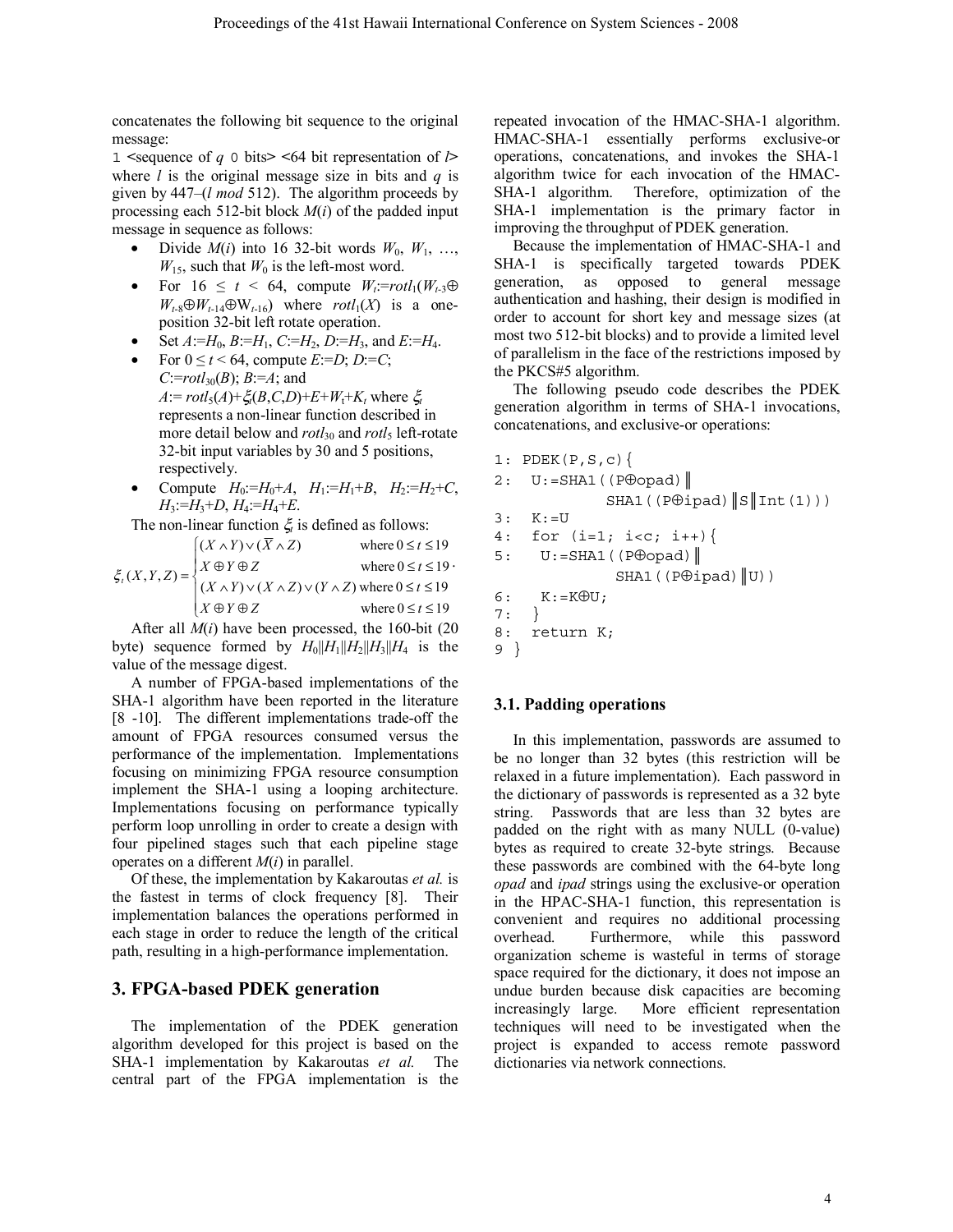concatenates the following bit sequence to the original message:

`1` <sequence of $q$ `0` bits> <64 bit representation of $l$>
where $l$ is the original message size in bits and $q$ is given by 447–($l$ *mod* 512). The algorithm proceeds by processing each 512-bit block $M(i)$ of the padded input message in sequence as follows:

- Divide $M(i)$ into 16 32-bit words $W_0$, $W_1$, …, $W_{15}$, such that $W_0$ is the left-most word.
- For $16 \leq t < 64$, compute $W_t$:=$rotl_1(W_{t-3} \oplus W_{t-8} \oplus W_{t-14} \oplus W_{t-16})$ where $rotl_1(X)$ is a one-position 32-bit left rotate operation.
- Set $A$:=$H_0$, $B$:=$H_1$, $C$:=$H_2$, $D$:=$H_3$, and $E$:=$H_4$.
- For $0 \leq t < 64$, compute $E$:=$D$; $D$:=$C$; $C$:=$rotl_{30}(B)$; $B$:=$A$; and $A$:= $rotl_5(A)+\xi_t(B,C,D)+E+W_t+K_t$ where $\xi_t$ represents a non-linear function described in more detail below and $rotl_{30}$ and $rotl_5$ left-rotate 32-bit input variables by 30 and 5 positions, respectively.
- Compute $H_0$:=$H_0+A$, $H_1$:=$H_1+B$, $H_2$:=$H_2+C$, $H_3$:=$H_3+D$, $H_4$:=$H_4+E$.

The non-linear function $\xi_t$ is defined as follows:

$$\xi_t(X,Y,Z) = \begin{cases} (X \wedge Y) \vee (\overline{X} \wedge Z) & \text{where } 0 \leq t \leq 19 \\ X \oplus Y \oplus Z & \text{where } 0 \leq t \leq 19 \\ (X \wedge Y) \vee (X \wedge Z) \vee (Y \wedge Z) & \text{where } 0 \leq t \leq 19 \\ X \oplus Y \oplus Z & \text{where } 0 \leq t \leq 19 \end{cases}$$

After all $M(i)$ have been processed, the 160-bit (20 byte) sequence formed by $H_0 \| H_1 \| H_2 \| H_3 \| H_4$ is the value of the message digest.

A number of FPGA-based implementations of the SHA-1 algorithm have been reported in the literature [8 -10]. The different implementations trade-off the amount of FPGA resources consumed versus the performance of the implementation. Implementations focusing on minimizing FPGA resource consumption implement the SHA-1 using a looping architecture. Implementations focusing on performance typically perform loop unrolling in order to create a design with four pipelined stages such that each pipeline stage operates on a different $M(i)$ in parallel.

Of these, the implementation by Kakaroutas *et al.* is the fastest in terms of clock frequency [8]. Their implementation balances the operations performed in each stage in order to reduce the length of the critical path, resulting in a high-performance implementation.

## 3. FPGA-based PDEK generation

The implementation of the PDEK generation algorithm developed for this project is based on the SHA-1 implementation by Kakaroutas *et al.* The central part of the FPGA implementation is the repeated invocation of the HMAC-SHA-1 algorithm. HMAC-SHA-1 essentially performs exclusive-or operations, concatenations, and invokes the SHA-1 algorithm twice for each invocation of the HMAC-SHA-1 algorithm. Therefore, optimization of the SHA-1 implementation is the primary factor in improving the throughput of PDEK generation.

Because the implementation of HMAC-SHA-1 and SHA-1 is specifically targeted towards PDEK generation, as opposed to general message authentication and hashing, their design is modified in order to account for short key and message sizes (at most two 512-bit blocks) and to provide a limited level of parallelism in the face of the restrictions imposed by the PKCS#5 algorithm.

The following pseudo code describes the PDEK generation algorithm in terms of SHA-1 invocations, concatenations, and exclusive-or operations:

```
1: PDEK(P,S,c){
2:  U:=SHA1((P⊕opad)‖
          SHA1((P⊕ipad)‖S‖Int(1)))
3:  K:=U
4:  for (i=1; i<c; i++){
5:   U:=SHA1((P⊕opad)‖
           SHA1((P⊕ipad)‖U))
6:   K:=K⊕U;
7:  }
8:  return K;
9 }
```

### 3.1. Padding operations

In this implementation, passwords are assumed to be no longer than 32 bytes (this restriction will be relaxed in a future implementation). Each password in the dictionary of passwords is represented as a 32 byte string. Passwords that are less than 32 bytes are padded on the right with as many NULL (0-value) bytes as required to create 32-byte strings. Because these passwords are combined with the 64-byte long *opad* and *ipad* strings using the exclusive-or operation in the HPAC-SHA-1 function, this representation is convenient and requires no additional processing overhead. Furthermore, while this password organization scheme is wasteful in terms of storage space required for the dictionary, it does not impose an undue burden because disk capacities are becoming increasingly large. More efficient representation techniques will need to be investigated when the project is expanded to access remote password dictionaries via network connections.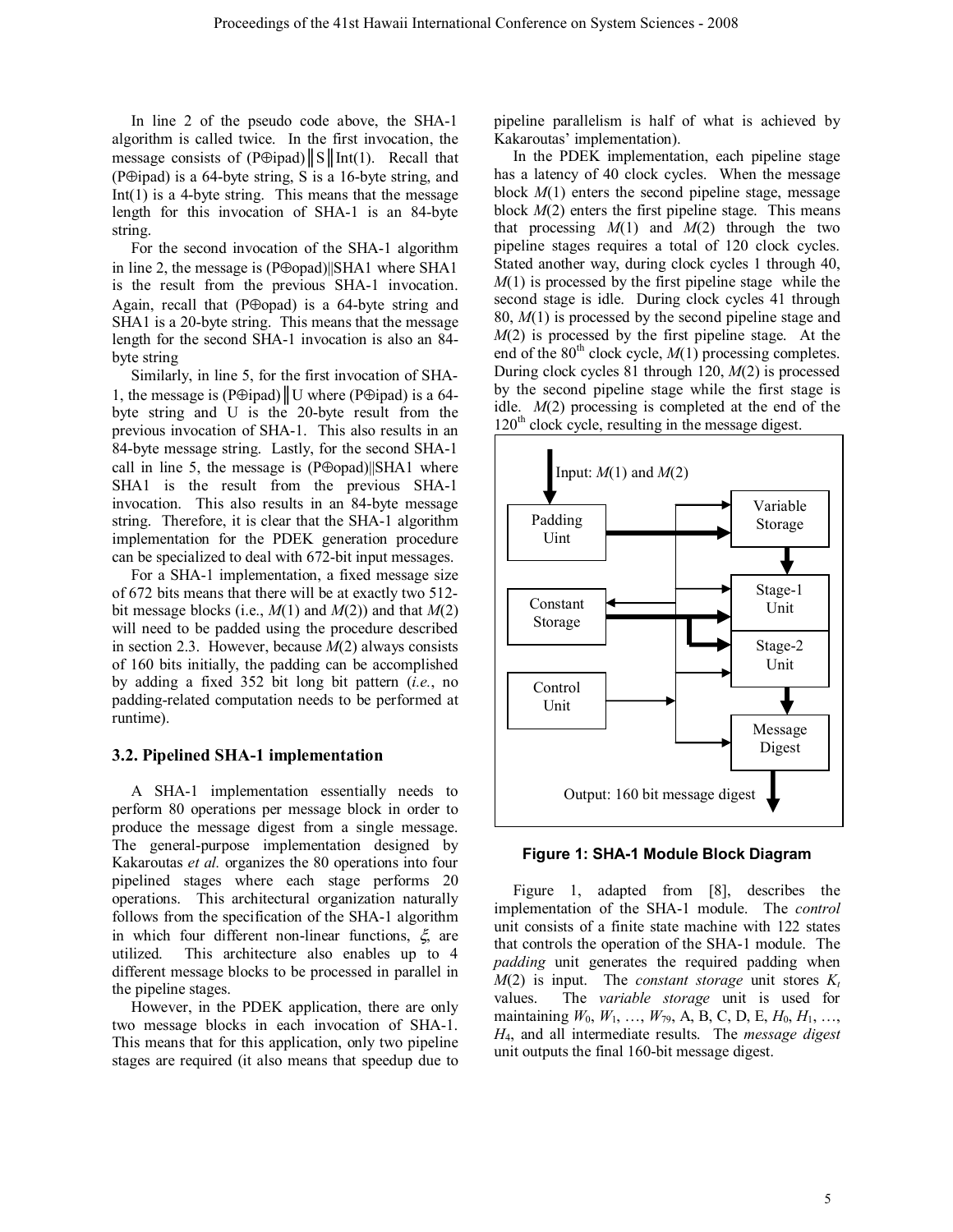In line 2 of the pseudo code above, the SHA-1 algorithm is called twice. In the first invocation, the message consists of (P⊕ipad)║S║Int(1). Recall that (P⊕ipad) is a 64-byte string, S is a 16-byte string, and Int(1) is a 4-byte string. This means that the message length for this invocation of SHA-1 is an 84-byte string.

For the second invocation of the SHA-1 algorithm in line 2, the message is (P⊕opad)||SHA1 where SHA1 is the result from the previous SHA-1 invocation. Again, recall that (P⊕opad) is a 64-byte string and SHA1 is a 20-byte string. This means that the message length for the second SHA-1 invocation is also an 84-byte string

Similarly, in line 5, for the first invocation of SHA-1, the message is (P⊕ipad)║U where (P⊕ipad) is a 64-byte string and U is the 20-byte result from the previous invocation of SHA-1. This also results in an 84-byte message string. Lastly, for the second SHA-1 call in line 5, the message is (P⊕opad)||SHA1 where SHA1 is the result from the previous SHA-1 invocation. This also results in an 84-byte message string. Therefore, it is clear that the SHA-1 algorithm implementation for the PDEK generation procedure can be specialized to deal with 672-bit input messages.

For a SHA-1 implementation, a fixed message size of 672 bits means that there will be at exactly two 512-bit message blocks (i.e., $M(1)$ and $M(2)$) and that $M(2)$ will need to be padded using the procedure described in section 2.3. However, because $M(2)$ always consists of 160 bits initially, the padding can be accomplished by adding a fixed 352 bit long bit pattern (*i.e.*, no padding-related computation needs to be performed at runtime).

### 3.2. Pipelined SHA-1 implementation

A SHA-1 implementation essentially needs to perform 80 operations per message block in order to produce the message digest from a single message. The general-purpose implementation designed by Kakaroutas *et al.* organizes the 80 operations into four pipelined stages where each stage performs 20 operations. This architectural organization naturally follows from the specification of the SHA-1 algorithm in which four different non-linear functions, $\xi$, are utilized. This architecture also enables up to 4 different message blocks to be processed in parallel in the pipeline stages.

However, in the PDEK application, there are only two message blocks in each invocation of SHA-1. This means that for this application, only two pipeline stages are required (it also means that speedup due to pipeline parallelism is half of what is achieved by Kakaroutas' implementation).

In the PDEK implementation, each pipeline stage has a latency of 40 clock cycles. When the message block $M(1)$ enters the second pipeline stage, message block $M(2)$ enters the first pipeline stage. This means that processing $M(1)$ and $M(2)$ through the two pipeline stages requires a total of 120 clock cycles. Stated another way, during clock cycles 1 through 40, $M(1)$ is processed by the first pipeline stage while the second stage is idle. During clock cycles 41 through 80, $M(1)$ is processed by the second pipeline stage and $M(2)$ is processed by the first pipeline stage. At the end of the 80th clock cycle, $M(1)$ processing completes. During clock cycles 81 through 120, $M(2)$ is processed by the second pipeline stage while the first stage is idle. $M(2)$ processing is completed at the end of the 120th clock cycle, resulting in the message digest.

**Figure 1: SHA-1 Module Block Diagram**

Figure 1, adapted from [8], describes the implementation of the SHA-1 module. The *control* unit consists of a finite state machine with 122 states that controls the operation of the SHA-1 module. The *padding* unit generates the required padding when $M(2)$ is input. The *constant storage* unit stores $K_t$ values. The *variable storage* unit is used for maintaining $W_0$, $W_1$, …, $W_{79}$, A, B, C, D, E, $H_0$, $H_1$, …, $H_4$, and all intermediate results. The *message digest* unit outputs the final 160-bit message digest.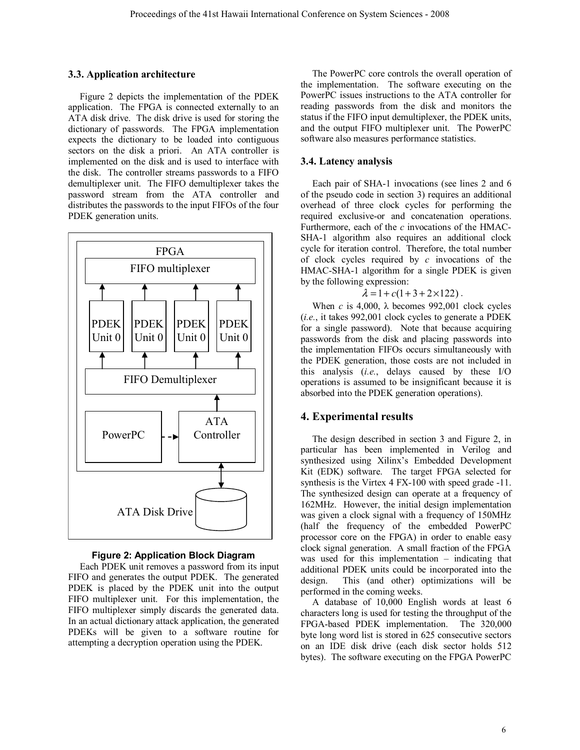### 3.3. Application architecture

Figure 2 depicts the implementation of the PDEK application. The FPGA is connected externally to an ATA disk drive. The disk drive is used for storing the dictionary of passwords. The FPGA implementation expects the dictionary to be loaded into contiguous sectors on the disk a priori. An ATA controller is implemented on the disk and is used to interface with the disk. The controller streams passwords to a FIFO demultiplexer unit. The FIFO demultiplexer takes the password stream from the ATA controller and distributes the passwords to the input FIFOs of the four PDEK generation units.

**Figure 2: Application Block Diagram**

Each PDEK unit removes a password from its input FIFO and generates the output PDEK. The generated PDEK is placed by the PDEK unit into the output FIFO multiplexer unit. For this implementation, the FIFO multiplexer simply discards the generated data. In an actual dictionary attack application, the generated PDEKs will be given to a software routine for attempting a decryption operation using the PDEK.

The PowerPC core controls the overall operation of the implementation. The software executing on the PowerPC issues instructions to the ATA controller for reading passwords from the disk and monitors the status if the FIFO input demultiplexer, the PDEK units, and the output FIFO multiplexer unit. The PowerPC software also measures performance statistics.

### 3.4. Latency analysis

Each pair of SHA-1 invocations (see lines 2 and 6 of the pseudo code in section 3) requires an additional overhead of three clock cycles for performing the required exclusive-or and concatenation operations. Furthermore, each of the *c* invocations of the HMAC-SHA-1 algorithm also requires an additional clock cycle for iteration control. Therefore, the total number of clock cycles required by *c* invocations of the HMAC-SHA-1 algorithm for a single PDEK is given by the following expression:

$$\lambda = 1 + c(1 + 3 + 2 \times 122)\,.$$

When *c* is 4,000, $\lambda$ becomes 992,001 clock cycles (*i.e.*, it takes 992,001 clock cycles to generate a PDEK for a single password). Note that because acquiring passwords from the disk and placing passwords into the implementation FIFOs occurs simultaneously with the PDEK generation, those costs are not included in this analysis (*i.e.*, delays caused by these I/O operations is assumed to be insignificant because it is absorbed into the PDEK generation operations).

## 4. Experimental results

The design described in section 3 and Figure 2, in particular has been implemented in Verilog and synthesized using Xilinx's Embedded Development Kit (EDK) software. The target FPGA selected for synthesis is the Virtex 4 FX-100 with speed grade -11. The synthesized design can operate at a frequency of 162MHz. However, the initial design implementation was given a clock signal with a frequency of 150MHz (half the frequency of the embedded PowerPC processor core on the FPGA) in order to enable easy clock signal generation. A small fraction of the FPGA was used for this implementation – indicating that additional PDEK units could be incorporated into the design. This (and other) optimizations will be performed in the coming weeks.

A database of 10,000 English words at least 6 characters long is used for testing the throughput of the FPGA-based PDEK implementation. The 320,000 byte long word list is stored in 625 consecutive sectors on an IDE disk drive (each disk sector holds 512 bytes). The software executing on the FPGA PowerPC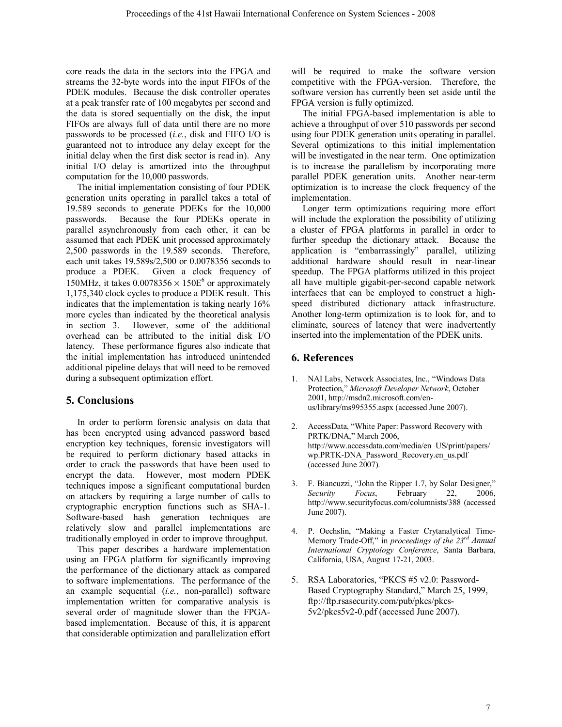core reads the data in the sectors into the FPGA and streams the 32-byte words into the input FIFOs of the PDEK modules. Because the disk controller operates at a peak transfer rate of 100 megabytes per second and the data is stored sequentially on the disk, the input FIFOs are always full of data until there are no more passwords to be processed (*i.e.*, disk and FIFO I/O is guaranteed not to introduce any delay except for the initial delay when the first disk sector is read in). Any initial I/O delay is amortized into the throughput computation for the 10,000 passwords.

The initial implementation consisting of four PDEK generation units operating in parallel takes a total of 19.589 seconds to generate PDEKs for the 10,000 passwords. Because the four PDEKs operate in parallel asynchronously from each other, it can be assumed that each PDEK unit processed approximately 2,500 passwords in the 19.589 seconds. Therefore, each unit takes 19.589s/2,500 or 0.0078356 seconds to produce a PDEK. Given a clock frequency of 150MHz, it takes $0.0078356 \times 150E^6$ or approximately 1,175,340 clock cycles to produce a PDEK result. This indicates that the implementation is taking nearly 16% more cycles than indicated by the theoretical analysis in section 3. However, some of the additional overhead can be attributed to the initial disk I/O latency. These performance figures also indicate that the initial implementation has introduced unintended additional pipeline delays that will need to be removed during a subsequent optimization effort.

## 5. Conclusions

In order to perform forensic analysis on data that has been encrypted using advanced password based encryption key techniques, forensic investigators will be required to perform dictionary based attacks in order to crack the passwords that have been used to encrypt the data. However, most modern PDEK techniques impose a significant computational burden on attackers by requiring a large number of calls to cryptographic encryption functions such as SHA-1. Software-based hash generation techniques are relatively slow and parallel implementations are traditionally employed in order to improve throughput.

This paper describes a hardware implementation using an FPGA platform for significantly improving the performance of the dictionary attack as compared to software implementations. The performance of the an example sequential (*i.e.*, non-parallel) software implementation written for comparative analysis is several order of magnitude slower than the FPGA-based implementation. Because of this, it is apparent that considerable optimization and parallelization effort will be required to make the software version competitive with the FPGA-version. Therefore, the software version has currently been set aside until the FPGA version is fully optimized.

The initial FPGA-based implementation is able to achieve a throughput of over 510 passwords per second using four PDEK generation units operating in parallel. Several optimizations to this initial implementation will be investigated in the near term. One optimization is to increase the parallelism by incorporating more parallel PDEK generation units. Another near-term optimization is to increase the clock frequency of the implementation.

Longer term optimizations requiring more effort will include the exploration the possibility of utilizing a cluster of FPGA platforms in parallel in order to further speedup the dictionary attack. Because the application is "embarrassingly" parallel, utilizing additional hardware should result in near-linear speedup. The FPGA platforms utilized in this project all have multiple gigabit-per-second capable network interfaces that can be employed to construct a high-speed distributed dictionary attack infrastructure. Another long-term optimization is to look for, and to eliminate, sources of latency that were inadvertently inserted into the implementation of the PDEK units.

## 6. References

1. NAI Labs, Network Associates, Inc., "Windows Data Protection," *Microsoft Developer Network*, October 2001, http://msdn2.microsoft.com/en-us/library/ms995355.aspx (accessed June 2007).

2. AccessData, "White Paper: Password Recovery with PRTK/DNA," March 2006, http://www.accessdata.com/media/en_US/print/papers/wp.PRTK-DNA_Password_Recovery.en_us.pdf (accessed June 2007).

3. F. Biancuzzi, "John the Ripper 1.7, by Solar Designer," *Security Focus*, February 22, 2006, http://www.securityfocus.com/columnists/388 (accessed June 2007).

4. P. Oechslin, "Making a Faster Crytanalytical Time-Memory Trade-Off," in *proceedings of the 23rd Annual International Cryptology Conference*, Santa Barbara, California, USA, August 17-21, 2003.

5. RSA Laboratories, "PKCS #5 v2.0: Password-Based Cryptography Standard," March 25, 1999, ftp://ftp.rsasecurity.com/pub/pkcs/pkcs-5v2/pkcs5v2-0.pdf (accessed June 2007).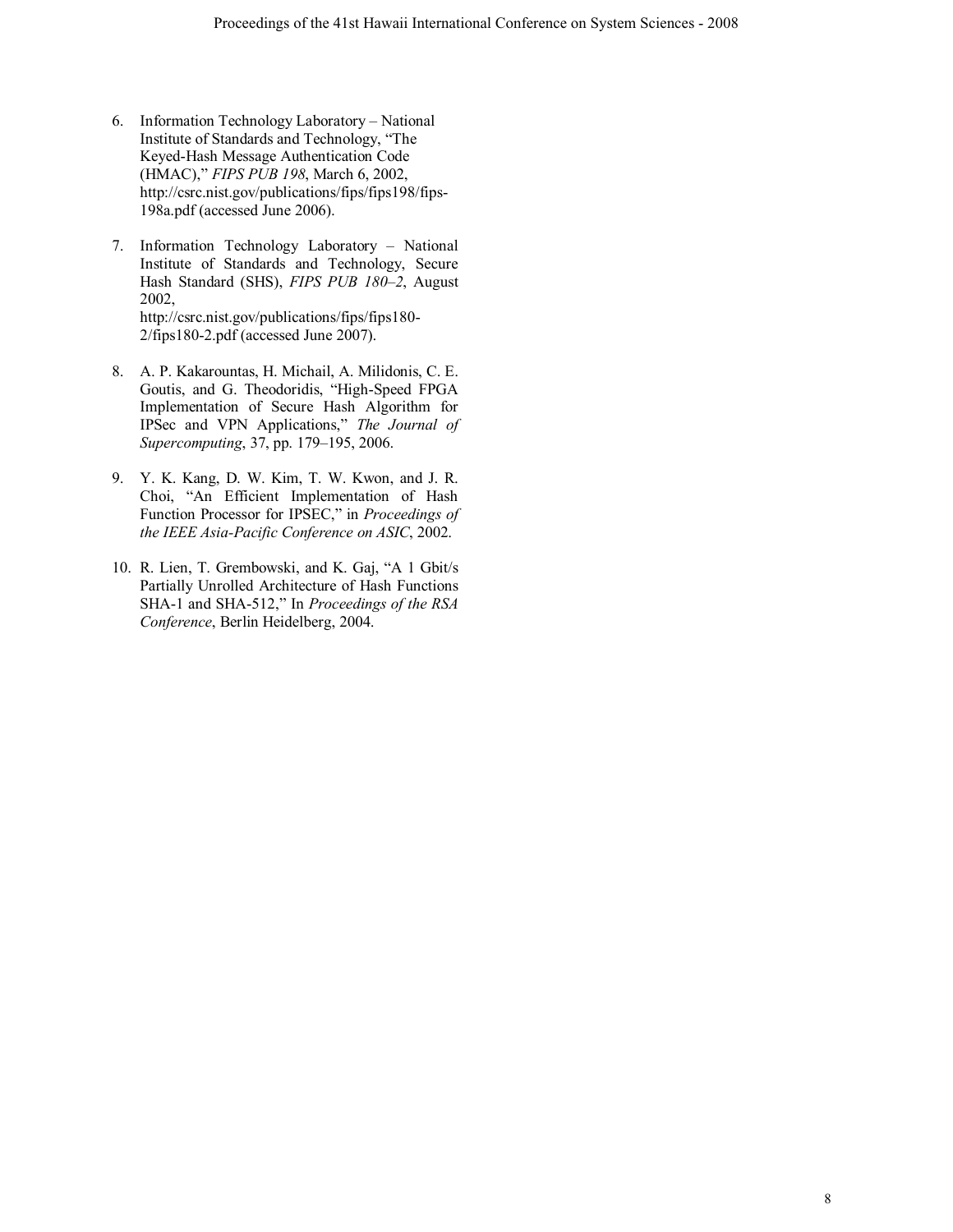6. Information Technology Laboratory – National Institute of Standards and Technology, "The Keyed-Hash Message Authentication Code (HMAC)," *FIPS PUB 198*, March 6, 2002, http://csrc.nist.gov/publications/fips/fips198/fips-198a.pdf (accessed June 2006).

7. Information Technology Laboratory – National Institute of Standards and Technology, Secure Hash Standard (SHS), *FIPS PUB 180–2*, August 2002, http://csrc.nist.gov/publications/fips/fips180-2/fips180-2.pdf (accessed June 2007).

8. A. P. Kakarountas, H. Michail, A. Milidonis, C. E. Goutis, and G. Theodoridis, "High-Speed FPGA Implementation of Secure Hash Algorithm for IPSec and VPN Applications," *The Journal of Supercomputing*, 37, pp. 179–195, 2006.

9. Y. K. Kang, D. W. Kim, T. W. Kwon, and J. R. Choi, "An Efficient Implementation of Hash Function Processor for IPSEC," in *Proceedings of the IEEE Asia-Pacific Conference on ASIC*, 2002.

10. R. Lien, T. Grembowski, and K. Gaj, "A 1 Gbit/s Partially Unrolled Architecture of Hash Functions SHA-1 and SHA-512," In *Proceedings of the RSA Conference*, Berlin Heidelberg, 2004.